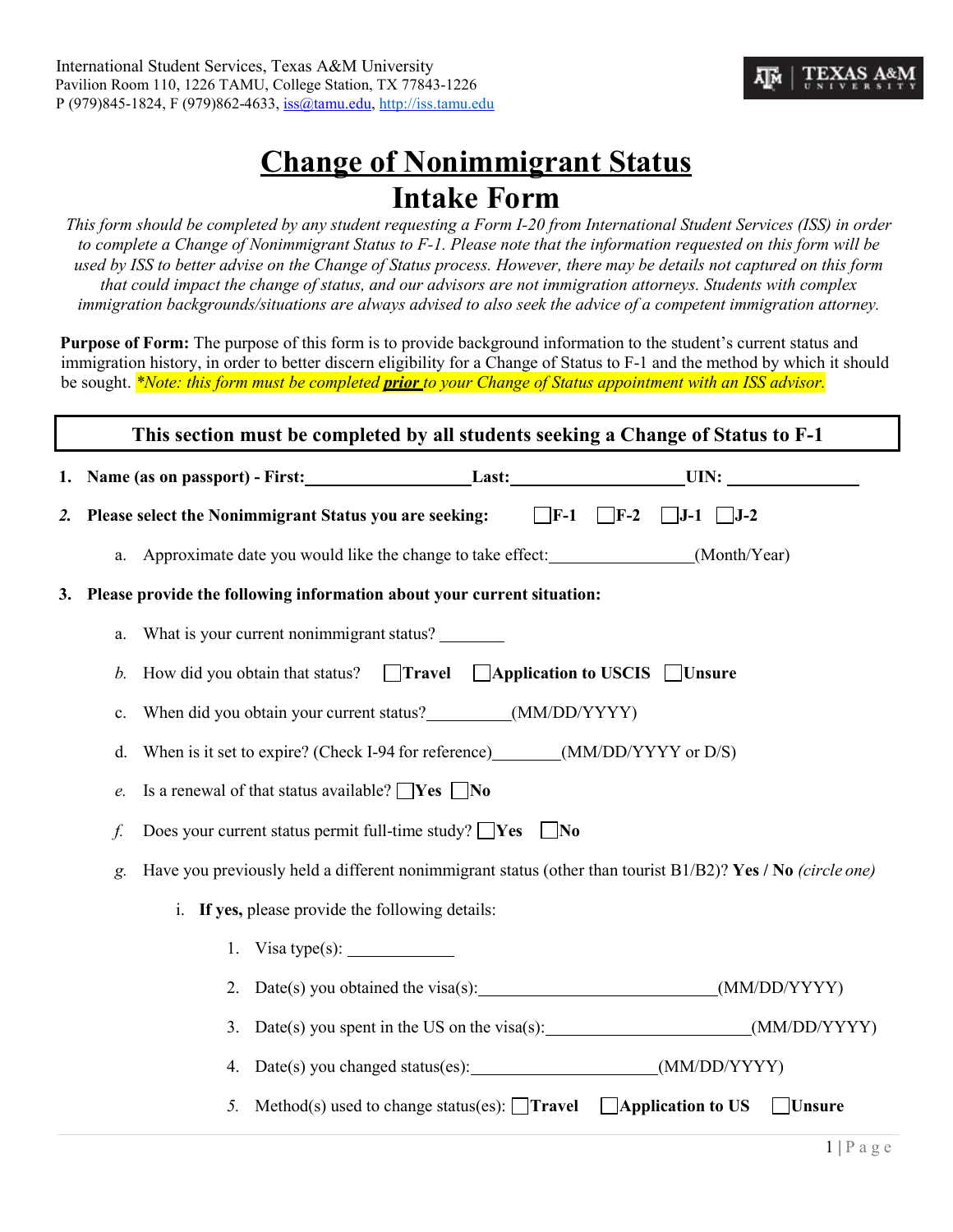International Student Services, Texas A&M University
Pavilion Room 110, 1226 TAMU, College Station, TX 77843-1226
P (979)845-1824, F (979)862-4633, iss@tamu.edu, http://iss.tamu.edu

# Change of Nonimmigrant Status
# Intake Form

*This form should be completed by any student requesting a Form I-20 from International Student Services (ISS) in order to complete a Change of Nonimmigrant Status to F-1. Please note that the information requested on this form will be used by ISS to better advise on the Change of Status process. However, there may be details not captured on this form that could impact the change of status, and our advisors are not immigration attorneys. Students with complex immigration backgrounds/situations are always advised to also seek the advice of a competent immigration attorney.*

**Purpose of Form:** The purpose of this form is to provide background information to the student's current status and immigration history, in order to better discern eligibility for a Change of Status to F-1 and the method by which it should be sought. *\*Note: this form must be completed **prior** to your Change of Status appointment with an ISS advisor.*

## This section must be completed by all students seeking a Change of Status to F-1

1. **Name (as on passport) - First:**\_\_\_\_\_\_\_\_\_\_\_\_\_\_\_\_\_\_\_\_ **Last:**\_\_\_\_\_\_\_\_\_\_\_\_\_\_\_\_\_\_\_\_ **UIN:** \_\_\_\_\_\_\_\_\_\_\_\_\_\_\_\_
2. **Please select the Nonimmigrant Status you are seeking:** ☐ **F-1** ☐ **F-2** ☐ **J-1** ☐ **J-2**
   a. Approximate date you would like the change to take effect:\_\_\_\_\_\_\_\_\_\_\_\_\_\_\_\_\_\_(Month/Year)
3. **Please provide the following information about your current situation:**
   a. What is your current nonimmigrant status? \_\_\_\_\_\_\_\_
   b. How did you obtain that status? ☐ **Travel** ☐ **Application to USCIS** ☐ **Unsure**
   c. When did you obtain your current status?\_\_\_\_\_\_\_\_\_\_\_(MM/DD/YYYY)
   d. When is it set to expire? (Check I-94 for reference)\_\_\_\_\_\_\_\_\_(MM/DD/YYYY or D/S)
   e. Is a renewal of that status available? ☐ **Yes** ☐ **No**
   f. Does your current status permit full-time study? ☐ **Yes** ☐ **No**
   g. Have you previously held a different nonimmigrant status (other than tourist B1/B2)? **Yes / No** *(circle one)*
      i. **If yes,** please provide the following details:
         1. Visa type(s): \_\_\_\_\_\_\_\_\_\_\_\_\_
         2. Date(s) you obtained the visa(s):\_\_\_\_\_\_\_\_\_\_\_\_\_\_\_\_\_\_\_\_\_\_\_\_\_\_\_\_\_\_(MM/DD/YYYY)
         3. Date(s) you spent in the US on the visa(s):\_\_\_\_\_\_\_\_\_\_\_\_\_\_\_\_\_\_\_\_\_\_\_\_\_\_(MM/DD/YYYY)
         4. Date(s) you changed status(es):\_\_\_\_\_\_\_\_\_\_\_\_\_\_\_\_\_\_\_\_\_\_\_\_(MM/DD/YYYY)
         5. Method(s) used to change status(es): ☐ **Travel** ☐ **Application to US** ☐ **Unsure**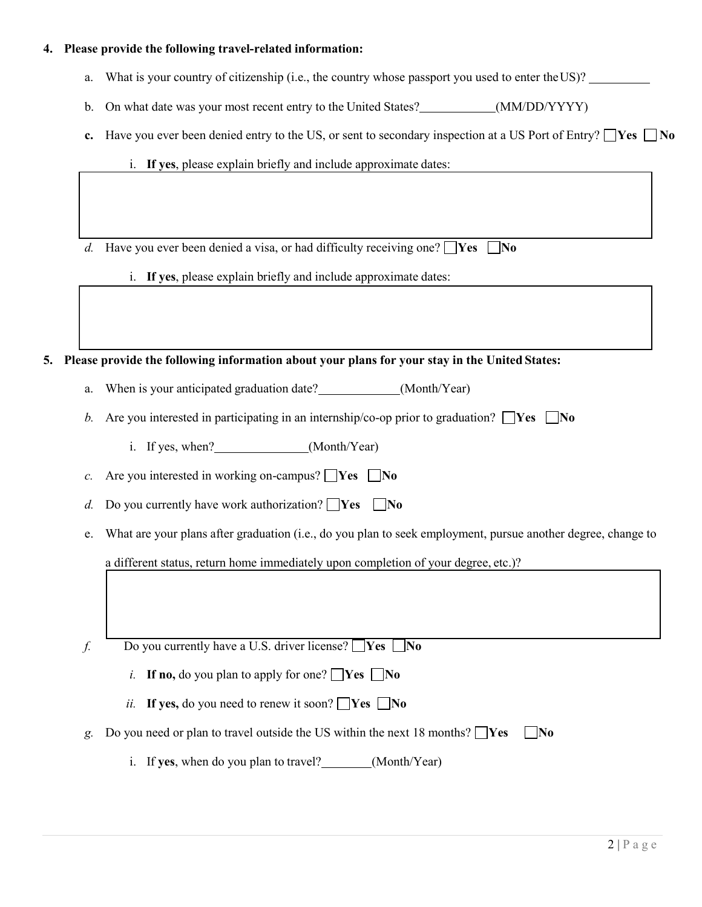4. **Please provide the following travel-related information:**

   a. What is your country of citizenship (i.e., the country whose passport you used to enter the US)? __________

   b. On what date was your most recent entry to the United States? ____________ (MM/DD/YYYY)

   **c.** Have you ever been denied entry to the US, or sent to secondary inspection at a US Port of Entry? ☐ **Yes** ☐ **No**

      i. **If yes**, please explain briefly and include approximate dates:

   *d.* Have you ever been denied a visa, or had difficulty receiving one? ☐ **Yes** ☐ **No**

      i. **If yes**, please explain briefly and include approximate dates:

5. **Please provide the following information about your plans for your stay in the United States:**

   a. When is your anticipated graduation date? _____________ (Month/Year)

   *b.* Are you interested in participating in an internship/co-op prior to graduation? ☐ **Yes** ☐ **No**

      i. If yes, when? _______________ (Month/Year)

   *c.* Are you interested in working on-campus? ☐ **Yes** ☐ **No**

   *d.* Do you currently have work authorization? ☐ **Yes** ☐ **No**

   e. What are your plans after graduation (i.e., do you plan to seek employment, pursue another degree, change to a different status, return home immediately upon completion of your degree, etc.)?

   *f.* Do you currently have a U.S. driver license? ☐ **Yes** ☐ **No**

      *i.* **If no,** do you plan to apply for one? ☐ **Yes** ☐ **No**

      *ii.* **If yes,** do you need to renew it soon? ☐ **Yes** ☐ **No**

   *g.* Do you need or plan to travel outside the US within the next 18 months? ☐ **Yes** ☐ **No**

      i. If **yes**, when do you plan to travel? ________ (Month/Year)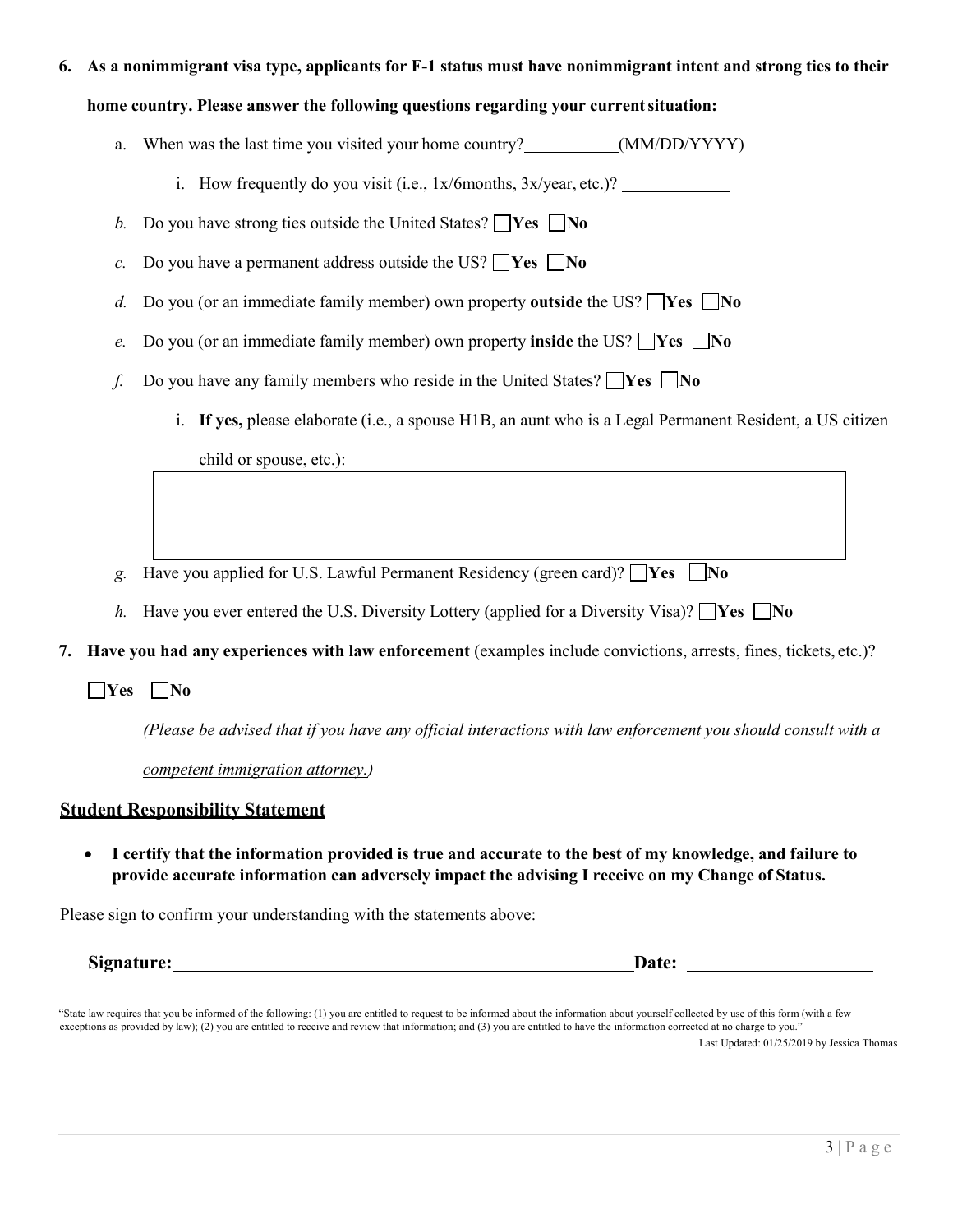6. **As a nonimmigrant visa type, applicants for F-1 status must have nonimmigrant intent and strong ties to their home country. Please answer the following questions regarding your current situation:**

   a. When was the last time you visited your home country? ___________ (MM/DD/YYYY)

      i. How frequently do you visit (i.e., 1x/6months, 3x/year, etc.)? ____________

   *b.* Do you have strong ties outside the United States? ☐ **Yes** ☐ **No**

   *c.* Do you have a permanent address outside the US? ☐ **Yes** ☐ **No**

   *d.* Do you (or an immediate family member) own property **outside** the US? ☐ **Yes** ☐ **No**

   *e.* Do you (or an immediate family member) own property **inside** the US? ☐ **Yes** ☐ **No**

   *f.* Do you have any family members who reside in the United States? ☐ **Yes** ☐ **No**

      i. **If yes,** please elaborate (i.e., a spouse H1B, an aunt who is a Legal Permanent Resident, a US citizen child or spouse, etc.):

   *g.* Have you applied for U.S. Lawful Permanent Residency (green card)? ☐ **Yes** ☐ **No**

   *h.* Have you ever entered the U.S. Diversity Lottery (applied for a Diversity Visa)? ☐ **Yes** ☐ **No**

7. **Have you had any experiences with law enforcement** (examples include convictions, arrests, fines, tickets, etc.)?

   ☐ **Yes** ☐ **No**

   *(Please be advised that if you have any official interactions with law enforcement you should consult with a competent immigration attorney.)*

## Student Responsibility Statement

- **I certify that the information provided is true and accurate to the best of my knowledge, and failure to provide accurate information can adversely impact the advising I receive on my Change of Status.**

Please sign to confirm your understanding with the statements above:

**Signature:** ______________________________________________ **Date:** ____________________

"State law requires that you be informed of the following: (1) you are entitled to request to be informed about the information about yourself collected by use of this form (with a few exceptions as provided by law); (2) you are entitled to receive and review that information; and (3) you are entitled to have the information corrected at no charge to you."

Last Updated: 01/25/2019 by Jessica Thomas